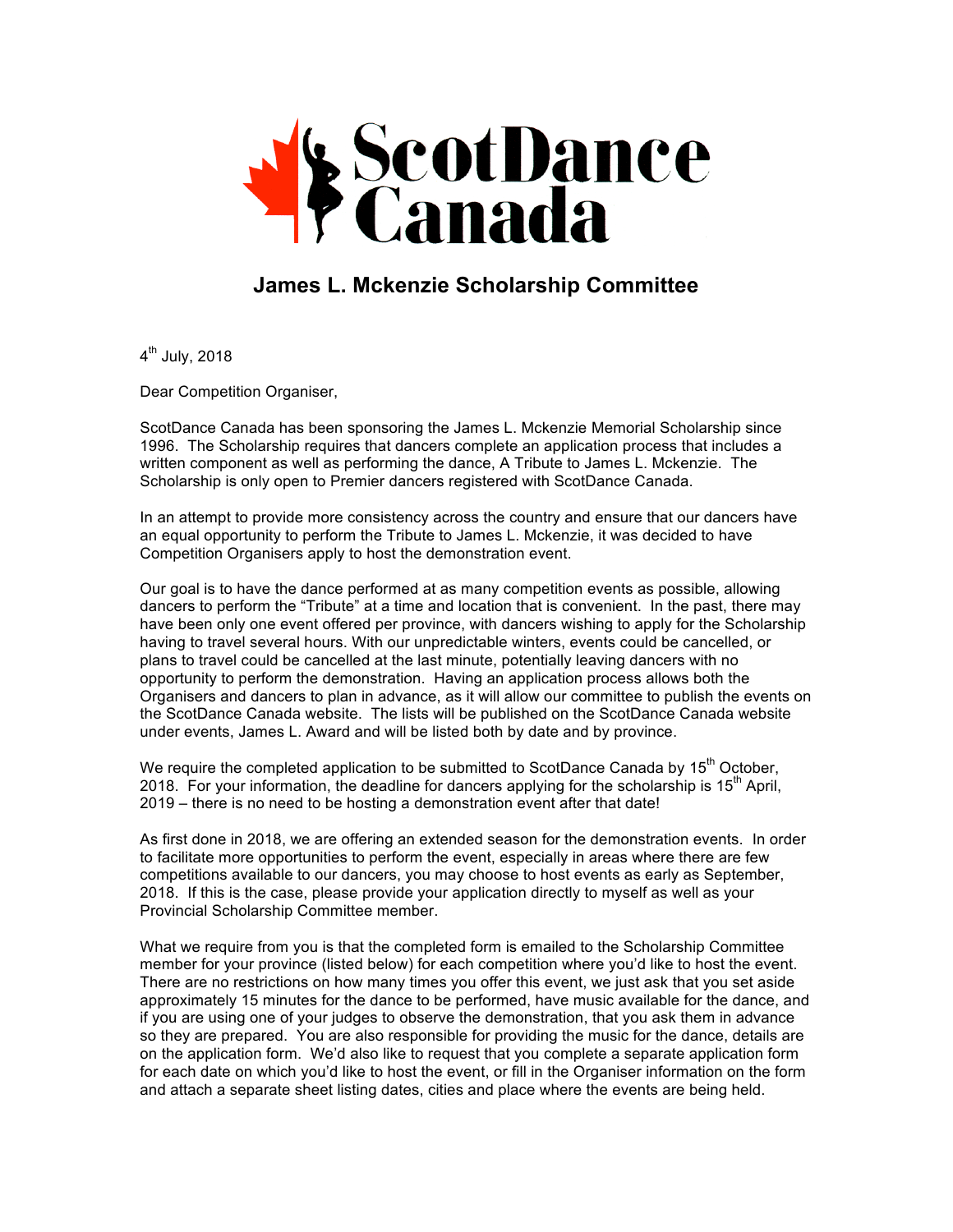# ScotDance Canada

## James L. Mckenzie Scholarship Committee

4th July, 2018

Dear Competition Organiser,

ScotDance Canada has been sponsoring the James L. Mckenzie Memorial Scholarship since 1996. The Scholarship requires that dancers complete an application process that includes a written component as well as performing the dance, A Tribute to James L. Mckenzie. The Scholarship is only open to Premier dancers registered with ScotDance Canada.

In an attempt to provide more consistency across the country and ensure that our dancers have an equal opportunity to perform the Tribute to James L. Mckenzie, it was decided to have Competition Organisers apply to host the demonstration event.

Our goal is to have the dance performed at as many competition events as possible, allowing dancers to perform the "Tribute" at a time and location that is convenient. In the past, there may have been only one event offered per province, with dancers wishing to apply for the Scholarship having to travel several hours. With our unpredictable winters, events could be cancelled, or plans to travel could be cancelled at the last minute, potentially leaving dancers with no opportunity to perform the demonstration. Having an application process allows both the Organisers and dancers to plan in advance, as it will allow our committee to publish the events on the ScotDance Canada website. The lists will be published on the ScotDance Canada website under events, James L. Award and will be listed both by date and by province.

We require the completed application to be submitted to ScotDance Canada by 15th October, 2018. For your information, the deadline for dancers applying for the scholarship is 15th April, 2019 – there is no need to be hosting a demonstration event after that date!

As first done in 2018, we are offering an extended season for the demonstration events. In order to facilitate more opportunities to perform the event, especially in areas where there are few competitions available to our dancers, you may choose to host events as early as September, 2018. If this is the case, please provide your application directly to myself as well as your Provincial Scholarship Committee member.

What we require from you is that the completed form is emailed to the Scholarship Committee member for your province (listed below) for each competition where you'd like to host the event. There are no restrictions on how many times you offer this event, we just ask that you set aside approximately 15 minutes for the dance to be performed, have music available for the dance, and if you are using one of your judges to observe the demonstration, that you ask them in advance so they are prepared. You are also responsible for providing the music for the dance, details are on the application form. We'd also like to request that you complete a separate application form for each date on which you'd like to host the event, or fill in the Organiser information on the form and attach a separate sheet listing dates, cities and place where the events are being held.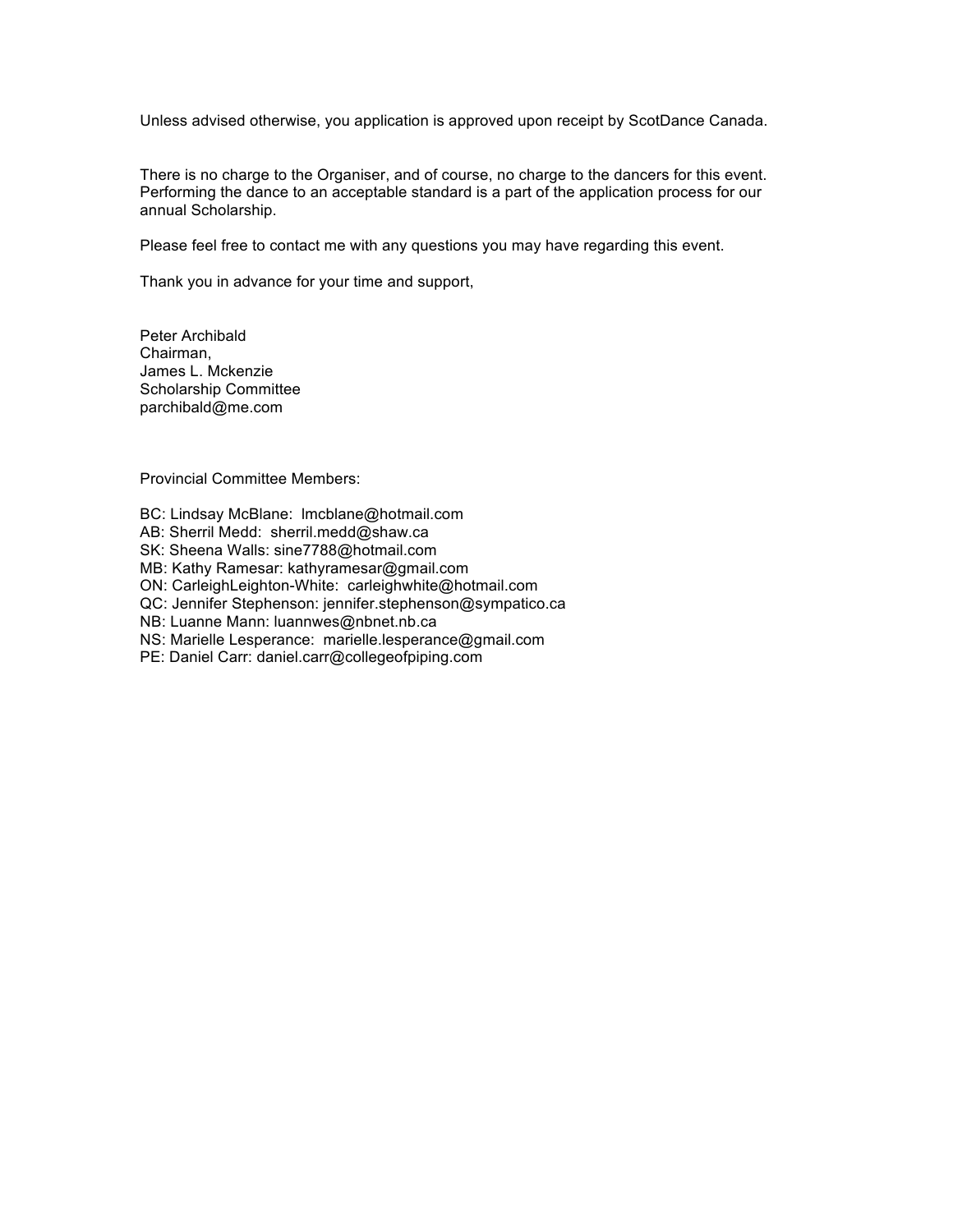Unless advised otherwise, you application is approved upon receipt by ScotDance Canada.

There is no charge to the Organiser, and of course, no charge to the dancers for this event. Performing the dance to an acceptable standard is a part of the application process for our annual Scholarship.

Please feel free to contact me with any questions you may have regarding this event.

Thank you in advance for your time and support,

Peter Archibald
Chairman,
James L. Mckenzie
Scholarship Committee
parchibald@me.com

Provincial Committee Members:

BC: Lindsay McBlane: lmcblane@hotmail.com
AB: Sherril Medd: sherril.medd@shaw.ca
SK: Sheena Walls: sine7788@hotmail.com
MB: Kathy Ramesar: kathyramesar@gmail.com
ON: CarleighLeighton-White: carleighwhite@hotmail.com
QC: Jennifer Stephenson: jennifer.stephenson@sympatico.ca
NB: Luanne Mann: luannwes@nbnet.nb.ca
NS: Marielle Lesperance: marielle.lesperance@gmail.com
PE: Daniel Carr: daniel.carr@collegeofpiping.com